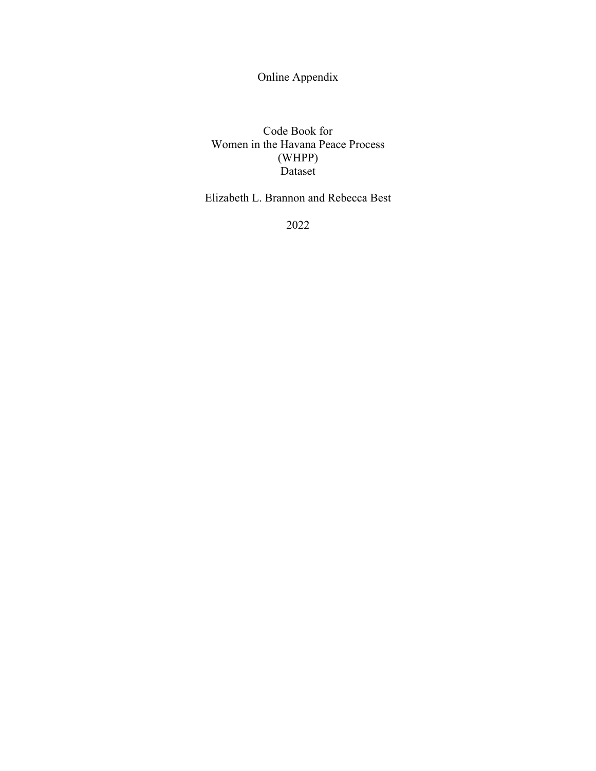Online Appendix

# Code Book for Women in the Havana Peace Process (WHPP) Dataset

Elizabeth L. Brannon and Rebecca Best

2022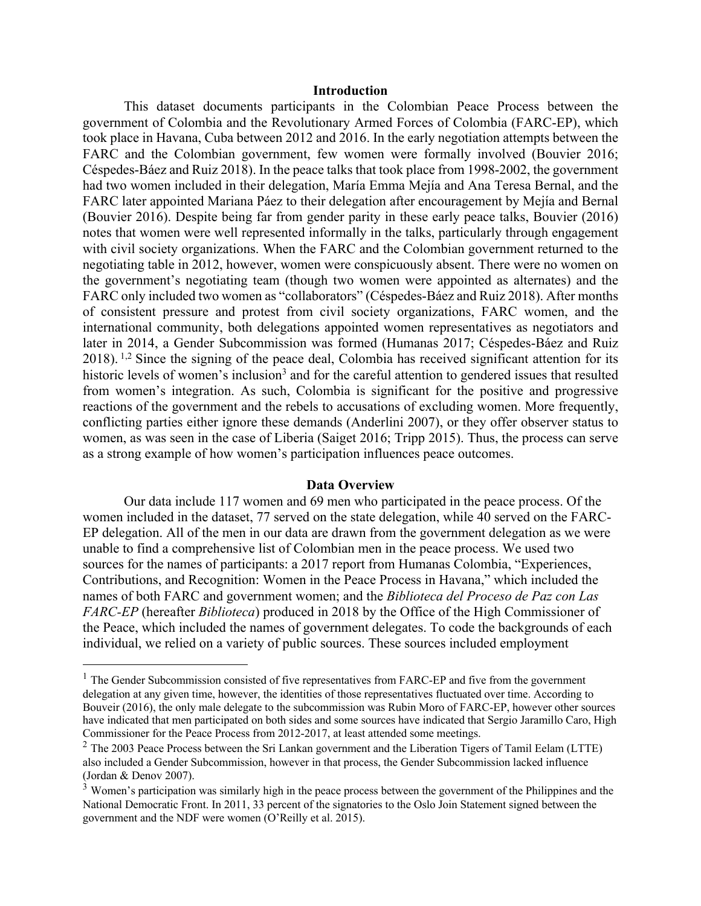## Introduction

This dataset documents participants in the Colombian Peace Process between the government of Colombia and the Revolutionary Armed Forces of Colombia (FARC-EP), which took place in Havana, Cuba between 2012 and 2016. In the early negotiation attempts between the FARC and the Colombian government, few women were formally involved (Bouvier 2016; Céspedes-Báez and Ruiz 2018). In the peace talks that took place from 1998-2002, the government had two women included in their delegation, María Emma Mejía and Ana Teresa Bernal, and the FARC later appointed Mariana Páez to their delegation after encouragement by Mejía and Bernal (Bouvier 2016). Despite being far from gender parity in these early peace talks, Bouvier (2016) notes that women were well represented informally in the talks, particularly through engagement with civil society organizations. When the FARC and the Colombian government returned to the negotiating table in 2012, however, women were conspicuously absent. There were no women on the government's negotiating team (though two women were appointed as alternates) and the FARC only included two women as "collaborators" (Céspedes-Báez and Ruiz 2018). After months of consistent pressure and protest from civil society organizations, FARC women, and the international community, both delegations appointed women representatives as negotiators and later in 2014, a Gender Subcommission was formed (Humanas 2017; Céspedes-Báez and Ruiz 2018).[1,2] Since the signing of the peace deal, Colombia has received significant attention for its historic levels of women's inclusion[3] and for the careful attention to gendered issues that resulted from women's integration. As such, Colombia is significant for the positive and progressive reactions of the government and the rebels to accusations of excluding women. More frequently, conflicting parties either ignore these demands (Anderlini 2007), or they offer observer status to women, as was seen in the case of Liberia (Saiget 2016; Tripp 2015). Thus, the process can serve as a strong example of how women's participation influences peace outcomes.

## Data Overview

Our data include 117 women and 69 men who participated in the peace process. Of the women included in the dataset, 77 served on the state delegation, while 40 served on the FARC-EP delegation. All of the men in our data are drawn from the government delegation as we were unable to find a comprehensive list of Colombian men in the peace process. We used two sources for the names of participants: a 2017 report from Humanas Colombia, "Experiences, Contributions, and Recognition: Women in the Peace Process in Havana," which included the names of both FARC and government women; and the *Biblioteca del Proceso de Paz con Las FARC-EP* (hereafter *Biblioteca*) produced in 2018 by the Office of the High Commissioner of the Peace, which included the names of government delegates. To code the backgrounds of each individual, we relied on a variety of public sources. These sources included employment

---

[1] The Gender Subcommission consisted of five representatives from FARC-EP and five from the government delegation at any given time, however, the identities of those representatives fluctuated over time. According to Boveir (2016), the only male delegate to the subcommission was Rubin Moro of FARC-EP, however other sources have indicated that men participated on both sides and some sources have indicated that Sergio Jaramillo Caro, High Commissioner for the Peace Process from 2012-2017, at least attended some meetings.

[2] The 2003 Peace Process between the Sri Lankan government and the Liberation Tigers of Tamil Eelam (LTTE) also included a Gender Subcommission, however in that process, the Gender Subcommission lacked influence (Jordan & Denov 2007).

[3] Women's participation was similarly high in the peace process between the government of the Philippines and the National Democratic Front. In 2011, 33 percent of the signatories to the Oslo Join Statement signed between the government and the NDF were women (O'Reilly et al. 2015).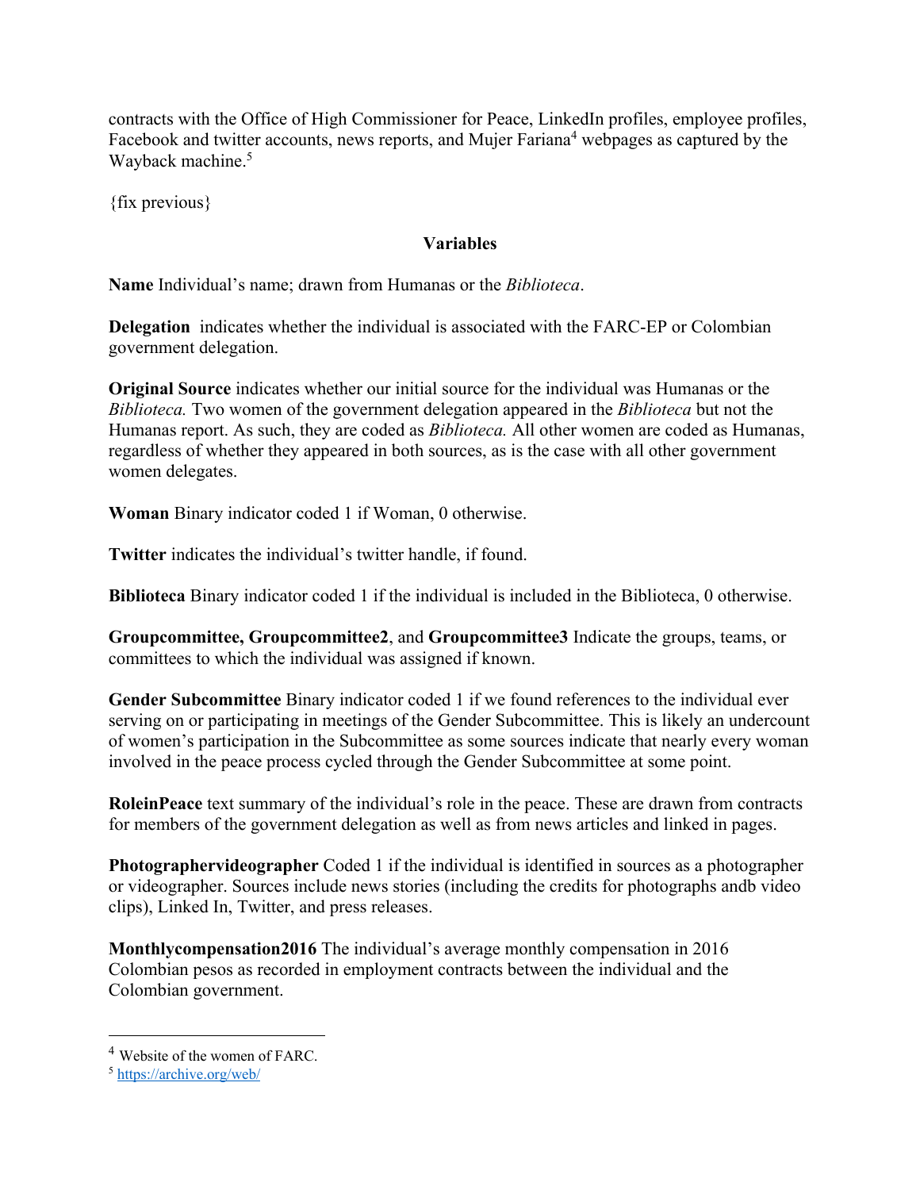contracts with the Office of High Commissioner for Peace, LinkedIn profiles, employee profiles, Facebook and twitter accounts, news reports, and Mujer Fariana[4] webpages as captured by the Wayback machine.[5]

{fix previous}

## Variables

**Name** Individual's name; drawn from Humanas or the *Biblioteca*.

**Delegation** indicates whether the individual is associated with the FARC-EP or Colombian government delegation.

**Original Source** indicates whether our initial source for the individual was Humanas or the *Biblioteca.* Two women of the government delegation appeared in the *Biblioteca* but not the Humanas report. As such, they are coded as *Biblioteca.* All other women are coded as Humanas, regardless of whether they appeared in both sources, as is the case with all other government women delegates.

**Woman** Binary indicator coded 1 if Woman, 0 otherwise.

**Twitter** indicates the individual's twitter handle, if found.

**Biblioteca** Binary indicator coded 1 if the individual is included in the Biblioteca, 0 otherwise.

**Groupcommittee, Groupcommittee2**, and **Groupcommittee3** Indicate the groups, teams, or committees to which the individual was assigned if known.

**Gender Subcommittee** Binary indicator coded 1 if we found references to the individual ever serving on or participating in meetings of the Gender Subcommittee. This is likely an undercount of women's participation in the Subcommittee as some sources indicate that nearly every woman involved in the peace process cycled through the Gender Subcommittee at some point.

**RoleinPeace** text summary of the individual's role in the peace. These are drawn from contracts for members of the government delegation as well as from news articles and linked in pages.

**Photographervideographer** Coded 1 if the individual is identified in sources as a photographer or videographer. Sources include news stories (including the credits for photographs andb video clips), Linked In, Twitter, and press releases.

**Monthlycompensation2016** The individual's average monthly compensation in 2016 Colombian pesos as recorded in employment contracts between the individual and the Colombian government.

---

[4] Website of the women of FARC.

[5] https://archive.org/web/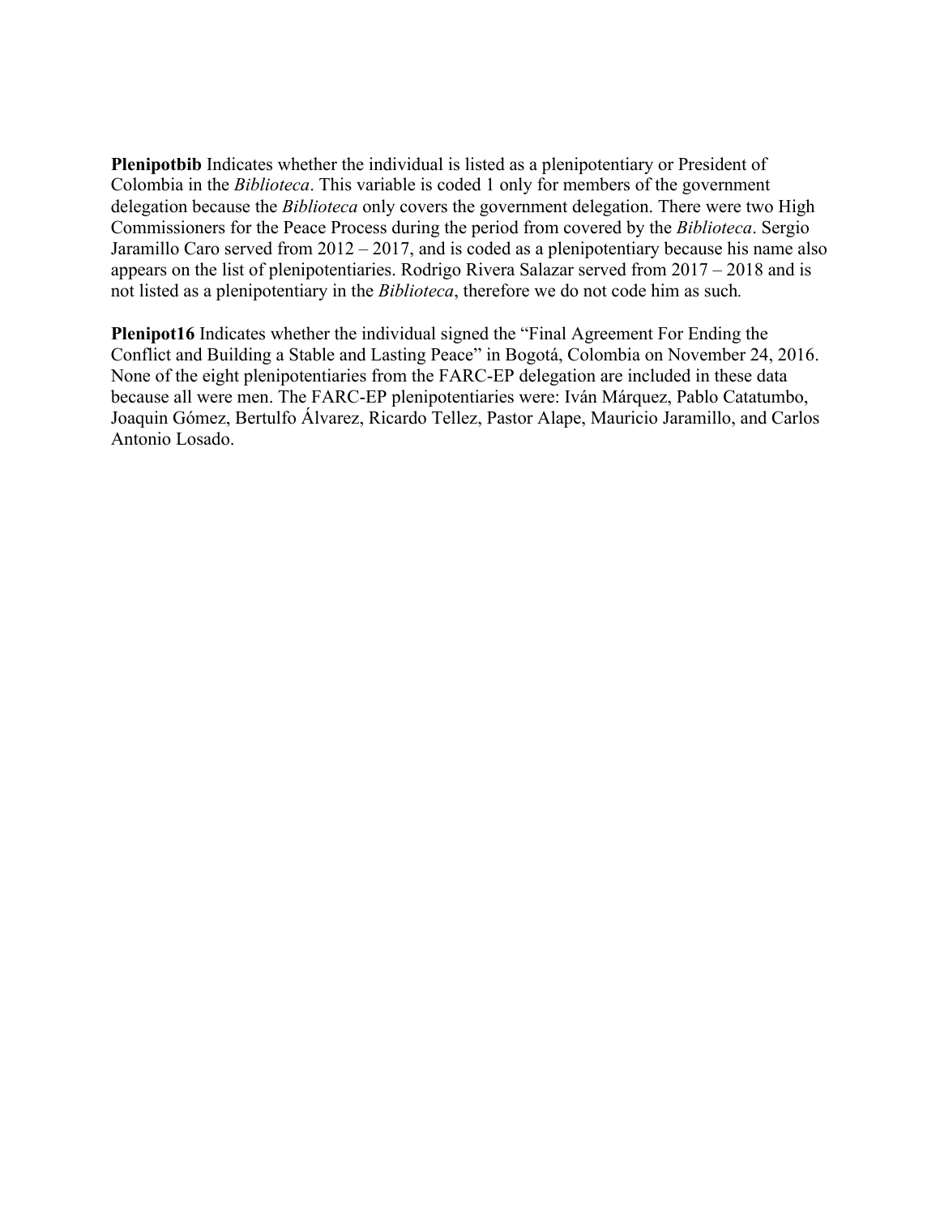**Plenipotbib** Indicates whether the individual is listed as a plenipotentiary or President of Colombia in the *Biblioteca*. This variable is coded 1 only for members of the government delegation because the *Biblioteca* only covers the government delegation. There were two High Commissioners for the Peace Process during the period from covered by the *Biblioteca*. Sergio Jaramillo Caro served from 2012 – 2017, and is coded as a plenipotentiary because his name also appears on the list of plenipotentiaries. Rodrigo Rivera Salazar served from 2017 – 2018 and is not listed as a plenipotentiary in the *Biblioteca*, therefore we do not code him as such.

**Plenipot16** Indicates whether the individual signed the "Final Agreement For Ending the Conflict and Building a Stable and Lasting Peace" in Bogotá, Colombia on November 24, 2016. None of the eight plenipotentiaries from the FARC-EP delegation are included in these data because all were men. The FARC-EP plenipotentiaries were: Iván Márquez, Pablo Catatumbo, Joaquin Gómez, Bertulfo Álvarez, Ricardo Tellez, Pastor Alape, Mauricio Jaramillo, and Carlos Antonio Losado.